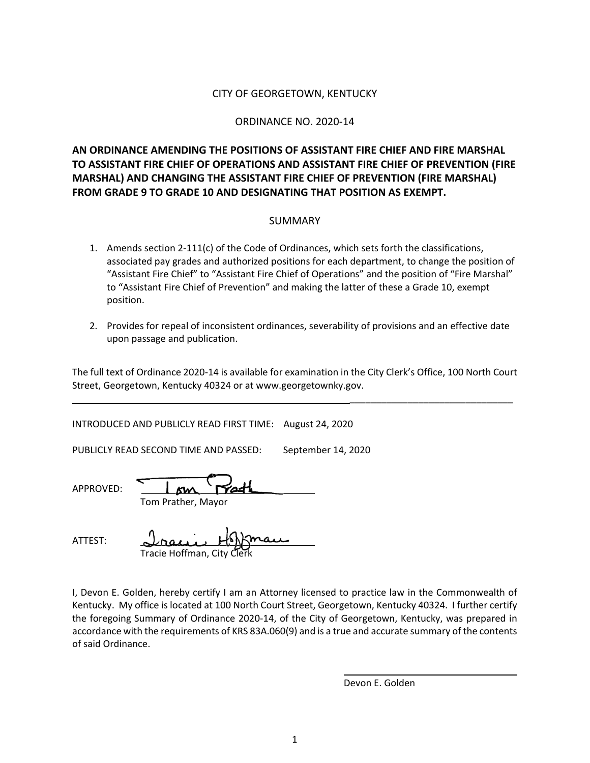CITY OF GEORGETOWN, KENTUCKY

ORDINANCE NO. 2020-14

**AN ORDINANCE AMENDING THE POSITIONS OF ASSISTANT FIRE CHIEF AND FIRE MARSHAL TO ASSISTANT FIRE CHIEF OF OPERATIONS AND ASSISTANT FIRE CHIEF OF PREVENTION (FIRE MARSHAL) AND CHANGING THE ASSISTANT FIRE CHIEF OF PREVENTION (FIRE MARSHAL) FROM GRADE 9 TO GRADE 10 AND DESIGNATING THAT POSITION AS EXEMPT.**

SUMMARY

1. Amends section 2-111(c) of the Code of Ordinances, which sets forth the classifications, associated pay grades and authorized positions for each department, to change the position of "Assistant Fire Chief" to "Assistant Fire Chief of Operations" and the position of "Fire Marshal" to "Assistant Fire Chief of Prevention" and making the latter of these a Grade 10, exempt position.

2. Provides for repeal of inconsistent ordinances, severability of provisions and an effective date upon passage and publication.

The full text of Ordinance 2020-14 is available for examination in the City Clerk's Office, 100 North Court Street, Georgetown, Kentucky 40324 or at www.georgetownky.gov.

---

INTRODUCED AND PUBLICLY READ FIRST TIME: August 24, 2020

PUBLICLY READ SECOND TIME AND PASSED: September 14, 2020

APPROVED: ______________________
Tom Prather, Mayor

ATTEST: ______________________
Tracie Hoffman, City Clerk

I, Devon E. Golden, hereby certify I am an Attorney licensed to practice law in the Commonwealth of Kentucky. My office is located at 100 North Court Street, Georgetown, Kentucky 40324. I further certify the foregoing Summary of Ordinance 2020-14, of the City of Georgetown, Kentucky, was prepared in accordance with the requirements of KRS 83A.060(9) and is a true and accurate summary of the contents of said Ordinance.

______________________
Devon E. Golden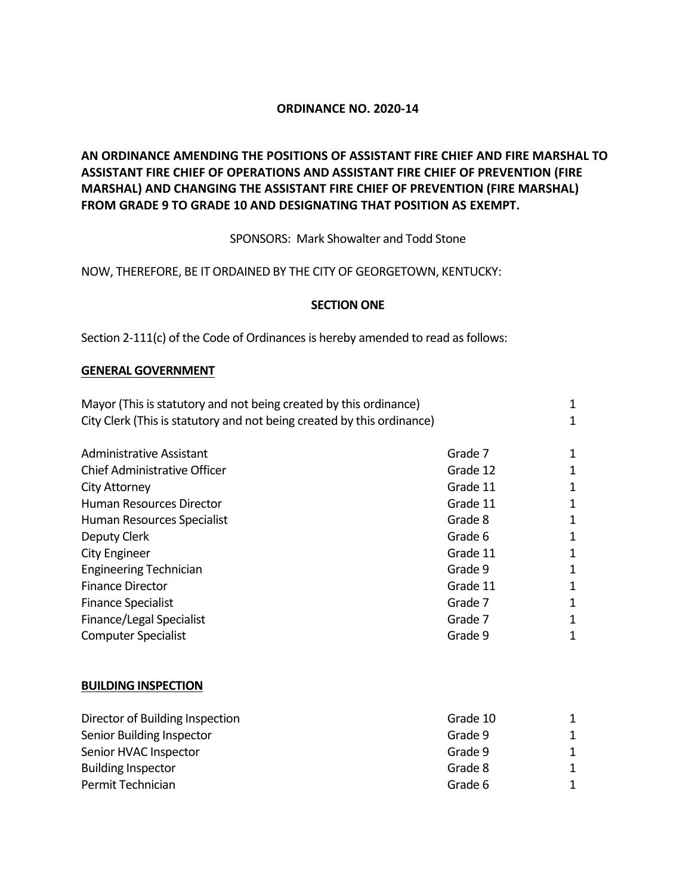**ORDINANCE NO. 2020-14**

**AN ORDINANCE AMENDING THE POSITIONS OF ASSISTANT FIRE CHIEF AND FIRE MARSHAL TO ASSISTANT FIRE CHIEF OF OPERATIONS AND ASSISTANT FIRE CHIEF OF PREVENTION (FIRE MARSHAL) AND CHANGING THE ASSISTANT FIRE CHIEF OF PREVENTION (FIRE MARSHAL) FROM GRADE 9 TO GRADE 10 AND DESIGNATING THAT POSITION AS EXEMPT.**

SPONSORS: Mark Showalter and Todd Stone

NOW, THEREFORE, BE IT ORDAINED BY THE CITY OF GEORGETOWN, KENTUCKY:

**SECTION ONE**

Section 2-111(c) of the Code of Ordinances is hereby amended to read as follows:

**GENERAL GOVERNMENT**

| | | |
|---|---|---|
| Mayor (This is statutory and not being created by this ordinance) | | 1 |
| City Clerk (This is statutory and not being created by this ordinance) | | 1 |
| Administrative Assistant | Grade 7 | 1 |
| Chief Administrative Officer | Grade 12 | 1 |
| City Attorney | Grade 11 | 1 |
| Human Resources Director | Grade 11 | 1 |
| Human Resources Specialist | Grade 8 | 1 |
| Deputy Clerk | Grade 6 | 1 |
| City Engineer | Grade 11 | 1 |
| Engineering Technician | Grade 9 | 1 |
| Finance Director | Grade 11 | 1 |
| Finance Specialist | Grade 7 | 1 |
| Finance/Legal Specialist | Grade 7 | 1 |
| Computer Specialist | Grade 9 | 1 |

**BUILDING INSPECTION**

| | | |
|---|---|---|
| Director of Building Inspection | Grade 10 | 1 |
| Senior Building Inspector | Grade 9 | 1 |
| Senior HVAC Inspector | Grade 9 | 1 |
| Building Inspector | Grade 8 | 1 |
| Permit Technician | Grade 6 | 1 |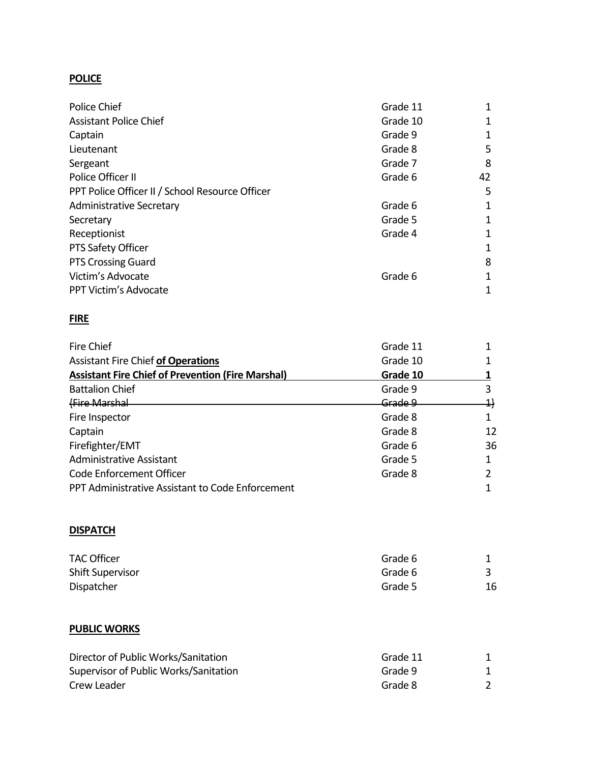**POLICE**

| | | |
|---|---|---|
| Police Chief | Grade 11 | 1 |
| Assistant Police Chief | Grade 10 | 1 |
| Captain | Grade 9 | 1 |
| Lieutenant | Grade 8 | 5 |
| Sergeant | Grade 7 | 8 |
| Police Officer II | Grade 6 | 42 |
| PPT Police Officer II / School Resource Officer | | 5 |
| Administrative Secretary | Grade 6 | 1 |
| Secretary | Grade 5 | 1 |
| Receptionist | Grade 4 | 1 |
| PTS Safety Officer | | 1 |
| PTS Crossing Guard | | 8 |
| Victim's Advocate | Grade 6 | 1 |
| PPT Victim's Advocate | | 1 |

**FIRE**

| | | |
|---|---|---|
| Fire Chief | Grade 11 | 1 |
| Assistant Fire Chief **of Operations** | Grade 10 | 1 |
| **Assistant Fire Chief of Prevention (Fire Marshal)** | **Grade 10** | **1** |
| Battalion Chief | Grade 9 | 3 |
| ~~(Fire Marshal~~ | ~~Grade 9~~ | ~~1)~~ |
| Fire Inspector | Grade 8 | 1 |
| Captain | Grade 8 | 12 |
| Firefighter/EMT | Grade 6 | 36 |
| Administrative Assistant | Grade 5 | 1 |
| Code Enforcement Officer | Grade 8 | 2 |
| PPT Administrative Assistant to Code Enforcement | | 1 |

**DISPATCH**

| | | |
|---|---|---|
| TAC Officer | Grade 6 | 1 |
| Shift Supervisor | Grade 6 | 3 |
| Dispatcher | Grade 5 | 16 |

**PUBLIC WORKS**

| | | |
|---|---|---|
| Director of Public Works/Sanitation | Grade 11 | 1 |
| Supervisor of Public Works/Sanitation | Grade 9 | 1 |
| Crew Leader | Grade 8 | 2 |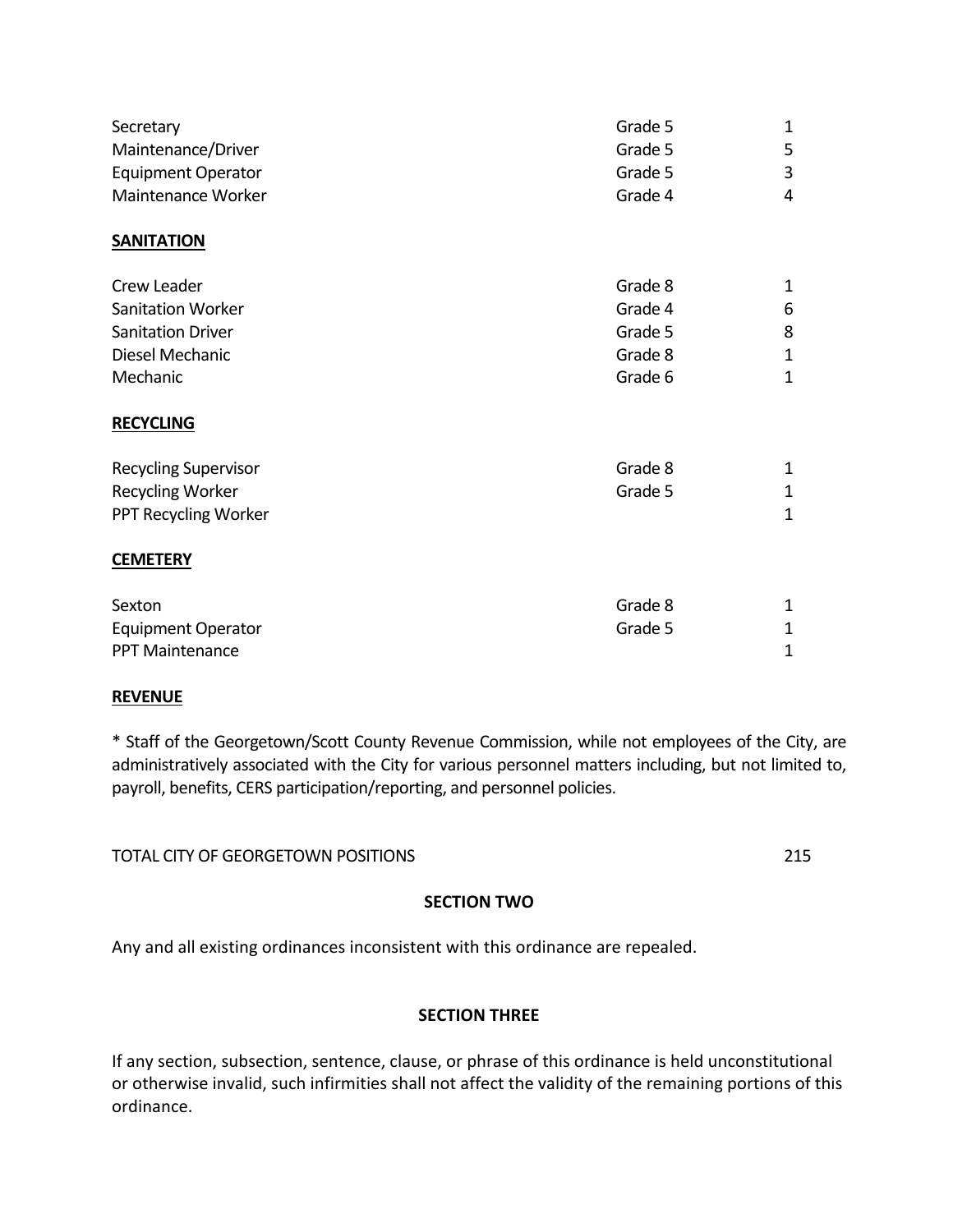| | | |
|---|---|---|
| Secretary | Grade 5 | 1 |
| Maintenance/Driver | Grade 5 | 5 |
| Equipment Operator | Grade 5 | 3 |
| Maintenance Worker | Grade 4 | 4 |

**SANITATION**

| | | |
|---|---|---|
| Crew Leader | Grade 8 | 1 |
| Sanitation Worker | Grade 4 | 6 |
| Sanitation Driver | Grade 5 | 8 |
| Diesel Mechanic | Grade 8 | 1 |
| Mechanic | Grade 6 | 1 |

**RECYCLING**

| | | |
|---|---|---|
| Recycling Supervisor | Grade 8 | 1 |
| Recycling Worker | Grade 5 | 1 |
| PPT Recycling Worker | | 1 |

**CEMETERY**

| | | |
|---|---|---|
| Sexton | Grade 8 | 1 |
| Equipment Operator | Grade 5 | 1 |
| PPT Maintenance | | 1 |

**REVENUE**

* Staff of the Georgetown/Scott County Revenue Commission, while not employees of the City, are administratively associated with the City for various personnel matters including, but not limited to, payroll, benefits, CERS participation/reporting, and personnel policies.

TOTAL CITY OF GEORGETOWN POSITIONS 215

**SECTION TWO**

Any and all existing ordinances inconsistent with this ordinance are repealed.

**SECTION THREE**

If any section, subsection, sentence, clause, or phrase of this ordinance is held unconstitutional or otherwise invalid, such infirmities shall not affect the validity of the remaining portions of this ordinance.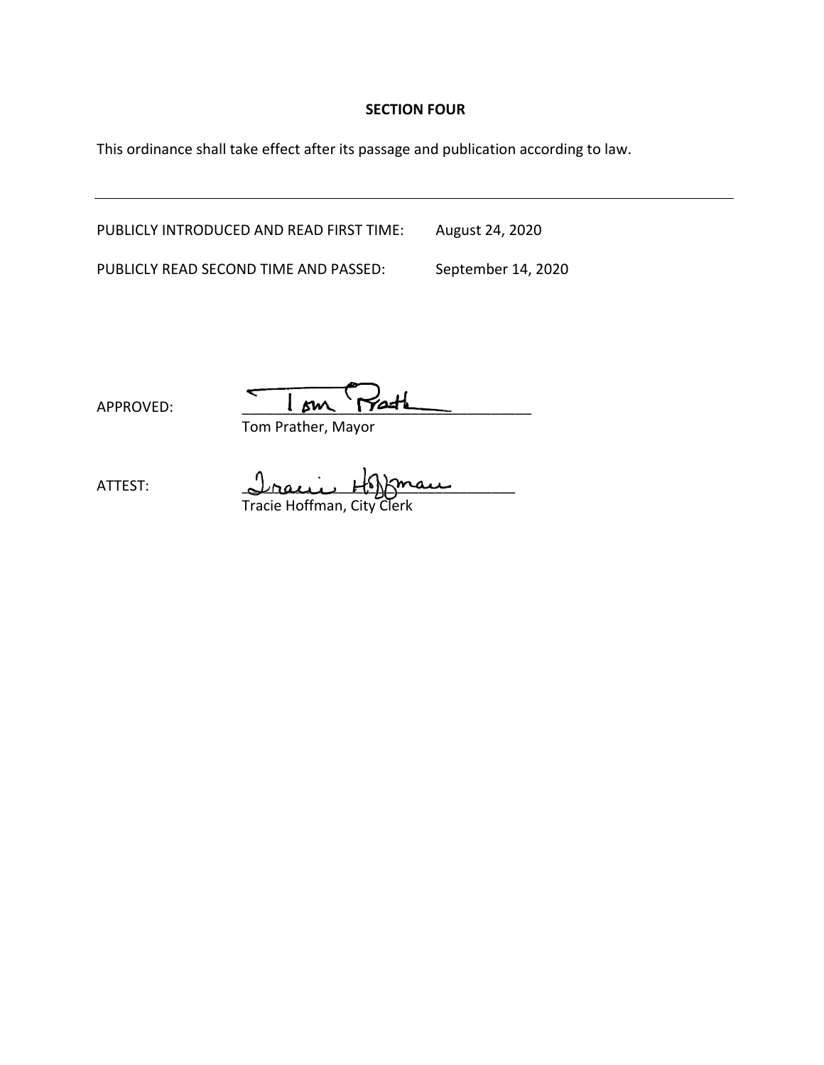**SECTION FOUR**

This ordinance shall take effect after its passage and publication according to law.

---

PUBLICLY INTRODUCED AND READ FIRST TIME: August 24, 2020

PUBLICLY READ SECOND TIME AND PASSED: September 14, 2020

APPROVED: Tom Prather
Tom Prather, Mayor

ATTEST: Tracie Hoffman
Tracie Hoffman, City Clerk